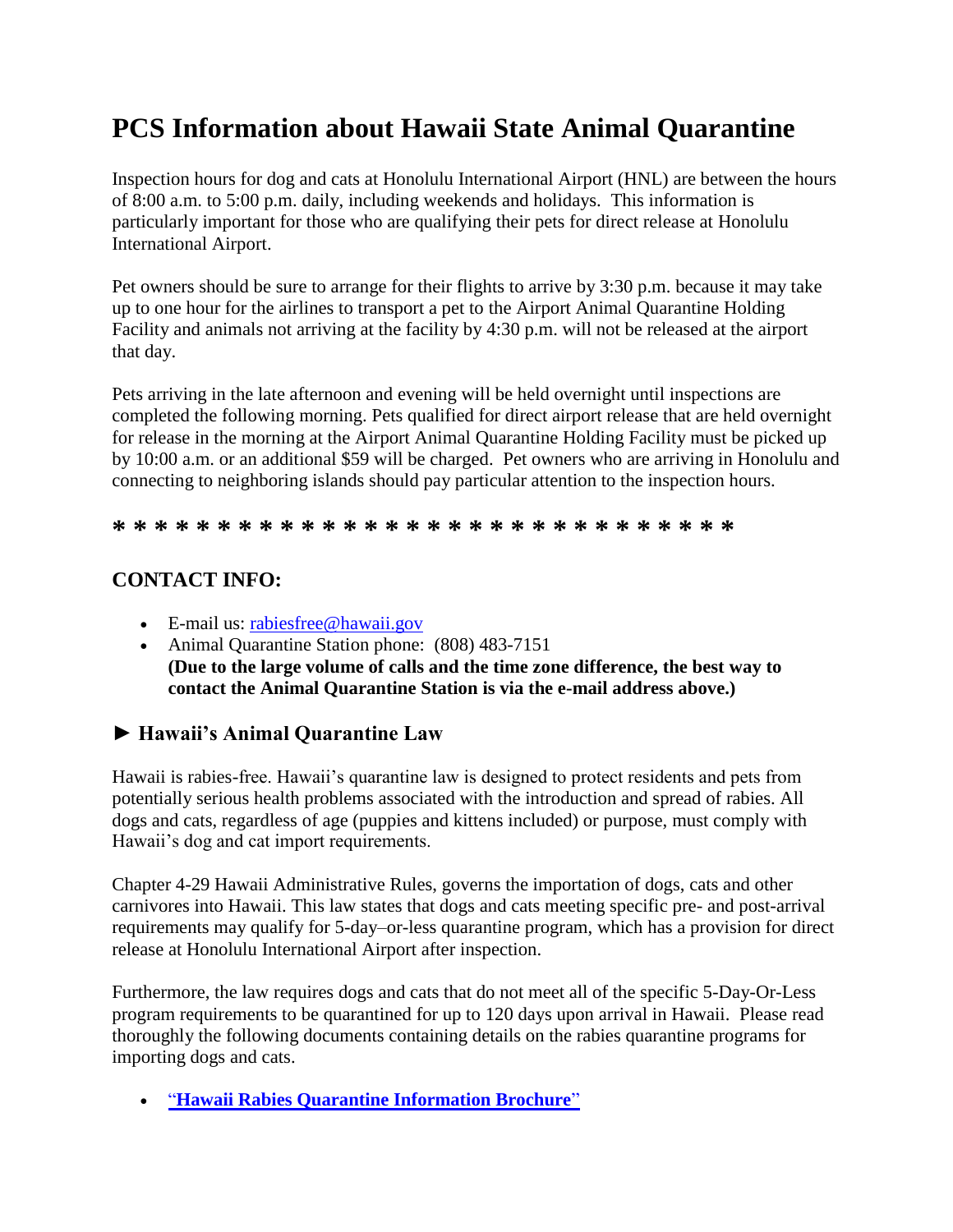# PCS Information about Hawaii State Animal Quarantine

Inspection hours for dog and cats at Honolulu International Airport (HNL) are between the hours of 8:00 a.m. to 5:00 p.m. daily, including weekends and holidays. This information is particularly important for those who are qualifying their pets for direct release at Honolulu International Airport.

Pet owners should be sure to arrange for their flights to arrive by 3:30 p.m. because it may take up to one hour for the airlines to transport a pet to the Airport Animal Quarantine Holding Facility and animals not arriving at the facility by 4:30 p.m. will not be released at the airport that day.

Pets arriving in the late afternoon and evening will be held overnight until inspections are completed the following morning. Pets qualified for direct airport release that are held overnight for release in the morning at the Airport Animal Quarantine Holding Facility must be picked up by 10:00 a.m. or an additional $59 will be charged. Pet owners who are arriving in Honolulu and connecting to neighboring islands should pay particular attention to the inspection hours.

**\* \* \* \* \* \* \* \* \* \* \* \* \* \* \* \* \* \* \* \* \* \* \* \* \* \* \* \* \* \* \***

## CONTACT INFO:

- E-mail us: rabiesfree@hawaii.gov
- Animal Quarantine Station phone: (808) 483-7151
  **(Due to the large volume of calls and the time zone difference, the best way to contact the Animal Quarantine Station is via the e-mail address above.)**

### ► Hawaii's Animal Quarantine Law

Hawaii is rabies-free. Hawaii's quarantine law is designed to protect residents and pets from potentially serious health problems associated with the introduction and spread of rabies. All dogs and cats, regardless of age (puppies and kittens included) or purpose, must comply with Hawaii's dog and cat import requirements.

Chapter 4-29 Hawaii Administrative Rules, governs the importation of dogs, cats and other carnivores into Hawaii. This law states that dogs and cats meeting specific pre- and post-arrival requirements may qualify for 5-day–or-less quarantine program, which has a provision for direct release at Honolulu International Airport after inspection.

Furthermore, the law requires dogs and cats that do not meet all of the specific 5-Day-Or-Less program requirements to be quarantined for up to 120 days upon arrival in Hawaii. Please read thoroughly the following documents containing details on the rabies quarantine programs for importing dogs and cats.

- "**Hawaii Rabies Quarantine Information Brochure**"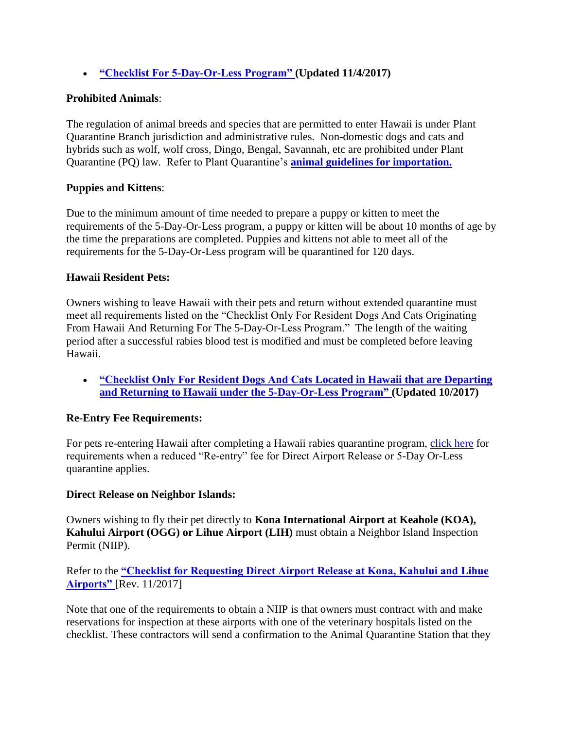- **"Checklist For 5-Day-Or-Less Program" (Updated 11/4/2017)**

**Prohibited Animals**:

The regulation of animal breeds and species that are permitted to enter Hawaii is under Plant Quarantine Branch jurisdiction and administrative rules. Non-domestic dogs and cats and hybrids such as wolf, wolf cross, Dingo, Bengal, Savannah, etc are prohibited under Plant Quarantine (PQ) law. Refer to Plant Quarantine's **animal guidelines for importation.**

**Puppies and Kittens**:

Due to the minimum amount of time needed to prepare a puppy or kitten to meet the requirements of the 5-Day-Or-Less program, a puppy or kitten will be about 10 months of age by the time the preparations are completed. Puppies and kittens not able to meet all of the requirements for the 5-Day-Or-Less program will be quarantined for 120 days.

**Hawaii Resident Pets:**

Owners wishing to leave Hawaii with their pets and return without extended quarantine must meet all requirements listed on the "Checklist Only For Resident Dogs And Cats Originating From Hawaii And Returning For The 5-Day-Or-Less Program." The length of the waiting period after a successful rabies blood test is modified and must be completed before leaving Hawaii.

- **"Checklist Only For Resident Dogs And Cats Located in Hawaii that are Departing and Returning to Hawaii under the 5-Day-Or-Less Program" (Updated 10/2017)**

**Re-Entry Fee Requirements:**

For pets re-entering Hawaii after completing a Hawaii rabies quarantine program, click here for requirements when a reduced "Re-entry" fee for Direct Airport Release or 5-Day Or-Less quarantine applies.

**Direct Release on Neighbor Islands:**

Owners wishing to fly their pet directly to **Kona International Airport at Keahole (KOA), Kahului Airport (OGG) or Lihue Airport (LIH)** must obtain a Neighbor Island Inspection Permit (NIIP).

Refer to the **"Checklist for Requesting Direct Airport Release at Kona, Kahului and Lihue Airports"** [Rev. 11/2017]

Note that one of the requirements to obtain a NIIP is that owners must contract with and make reservations for inspection at these airports with one of the veterinary hospitals listed on the checklist. These contractors will send a confirmation to the Animal Quarantine Station that they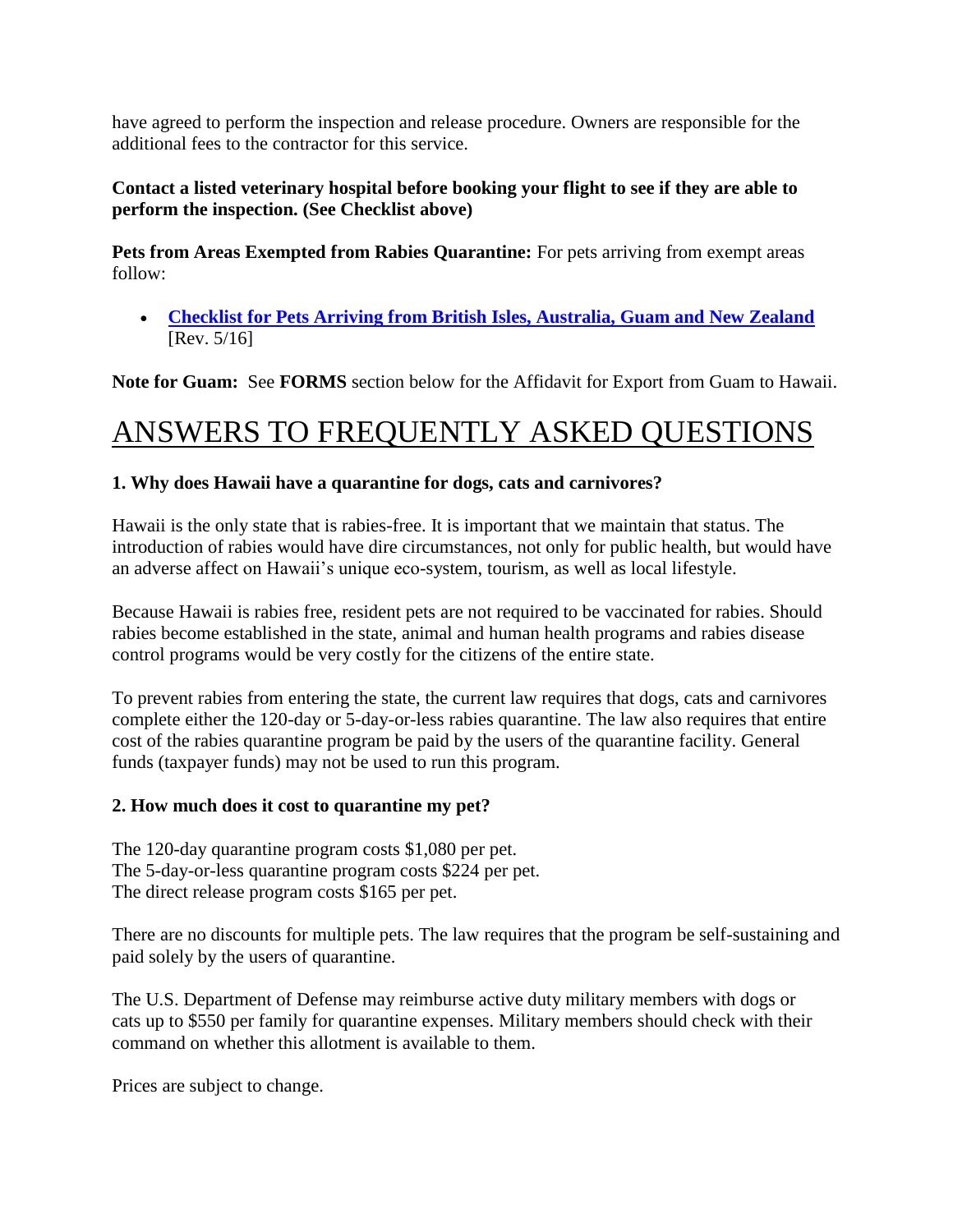have agreed to perform the inspection and release procedure. Owners are responsible for the additional fees to the contractor for this service.

**Contact a listed veterinary hospital before booking your flight to see if they are able to perform the inspection. (See Checklist above)**

**Pets from Areas Exempted from Rabies Quarantine:** For pets arriving from exempt areas follow:

- **Checklist for Pets Arriving from British Isles, Australia, Guam and New Zealand** [Rev. 5/16]

**Note for Guam:** See **FORMS** section below for the Affidavit for Export from Guam to Hawaii.

# ANSWERS TO FREQUENTLY ASKED QUESTIONS

**1. Why does Hawaii have a quarantine for dogs, cats and carnivores?**

Hawaii is the only state that is rabies-free. It is important that we maintain that status. The introduction of rabies would have dire circumstances, not only for public health, but would have an adverse affect on Hawaii's unique eco-system, tourism, as well as local lifestyle.

Because Hawaii is rabies free, resident pets are not required to be vaccinated for rabies. Should rabies become established in the state, animal and human health programs and rabies disease control programs would be very costly for the citizens of the entire state.

To prevent rabies from entering the state, the current law requires that dogs, cats and carnivores complete either the 120-day or 5-day-or-less rabies quarantine. The law also requires that entire cost of the rabies quarantine program be paid by the users of the quarantine facility. General funds (taxpayer funds) may not be used to run this program.

**2. How much does it cost to quarantine my pet?**

The 120-day quarantine program costs $1,080 per pet.
The 5-day-or-less quarantine program costs $224 per pet.
The direct release program costs $165 per pet.

There are no discounts for multiple pets. The law requires that the program be self-sustaining and paid solely by the users of quarantine.

The U.S. Department of Defense may reimburse active duty military members with dogs or cats up to $550 per family for quarantine expenses. Military members should check with their command on whether this allotment is available to them.

Prices are subject to change.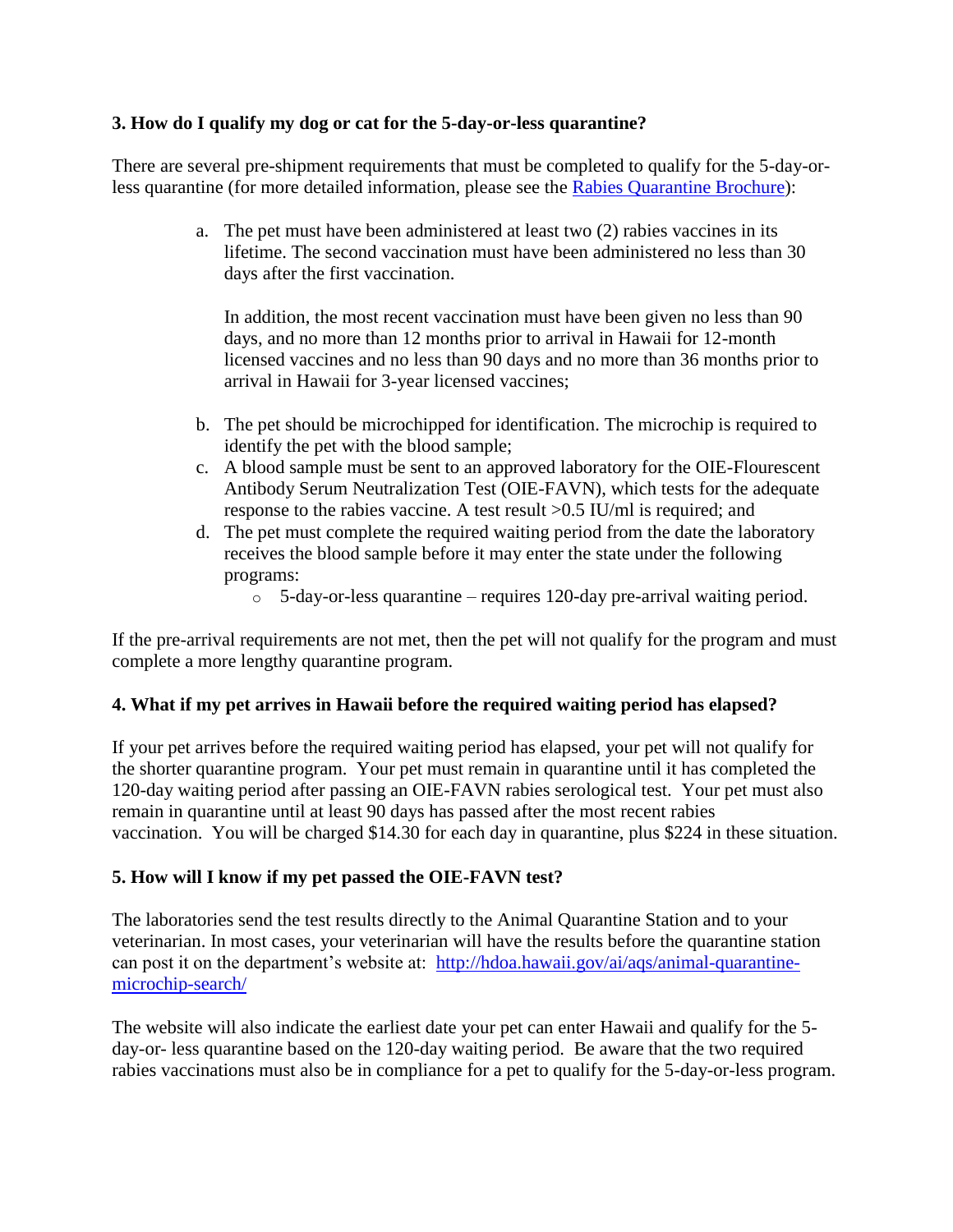**3. How do I qualify my dog or cat for the 5-day-or-less quarantine?**

There are several pre-shipment requirements that must be completed to qualify for the 5-day-or-less quarantine (for more detailed information, please see the Rabies Quarantine Brochure):

a. The pet must have been administered at least two (2) rabies vaccines in its lifetime. The second vaccination must have been administered no less than 30 days after the first vaccination.

   In addition, the most recent vaccination must have been given no less than 90 days, and no more than 12 months prior to arrival in Hawaii for 12-month licensed vaccines and no less than 90 days and no more than 36 months prior to arrival in Hawaii for 3-year licensed vaccines;

b. The pet should be microchipped for identification. The microchip is required to identify the pet with the blood sample;
c. A blood sample must be sent to an approved laboratory for the OIE-Flourescent Antibody Serum Neutralization Test (OIE-FAVN), which tests for the adequate response to the rabies vaccine. A test result >0.5 IU/ml is required; and
d. The pet must complete the required waiting period from the date the laboratory receives the blood sample before it may enter the state under the following programs:
   - 5-day-or-less quarantine – requires 120-day pre-arrival waiting period.

If the pre-arrival requirements are not met, then the pet will not qualify for the program and must complete a more lengthy quarantine program.

**4. What if my pet arrives in Hawaii before the required waiting period has elapsed?**

If your pet arrives before the required waiting period has elapsed, your pet will not qualify for the shorter quarantine program. Your pet must remain in quarantine until it has completed the 120-day waiting period after passing an OIE-FAVN rabies serological test. Your pet must also remain in quarantine until at least 90 days has passed after the most recent rabies vaccination. You will be charged $14.30 for each day in quarantine, plus $224 in these situation.

**5. How will I know if my pet passed the OIE-FAVN test?**

The laboratories send the test results directly to the Animal Quarantine Station and to your veterinarian. In most cases, your veterinarian will have the results before the quarantine station can post it on the department's website at: http://hdoa.hawaii.gov/ai/aqs/animal-quarantine-microchip-search/

The website will also indicate the earliest date your pet can enter Hawaii and qualify for the 5-day-or- less quarantine based on the 120-day waiting period. Be aware that the two required rabies vaccinations must also be in compliance for a pet to qualify for the 5-day-or-less program.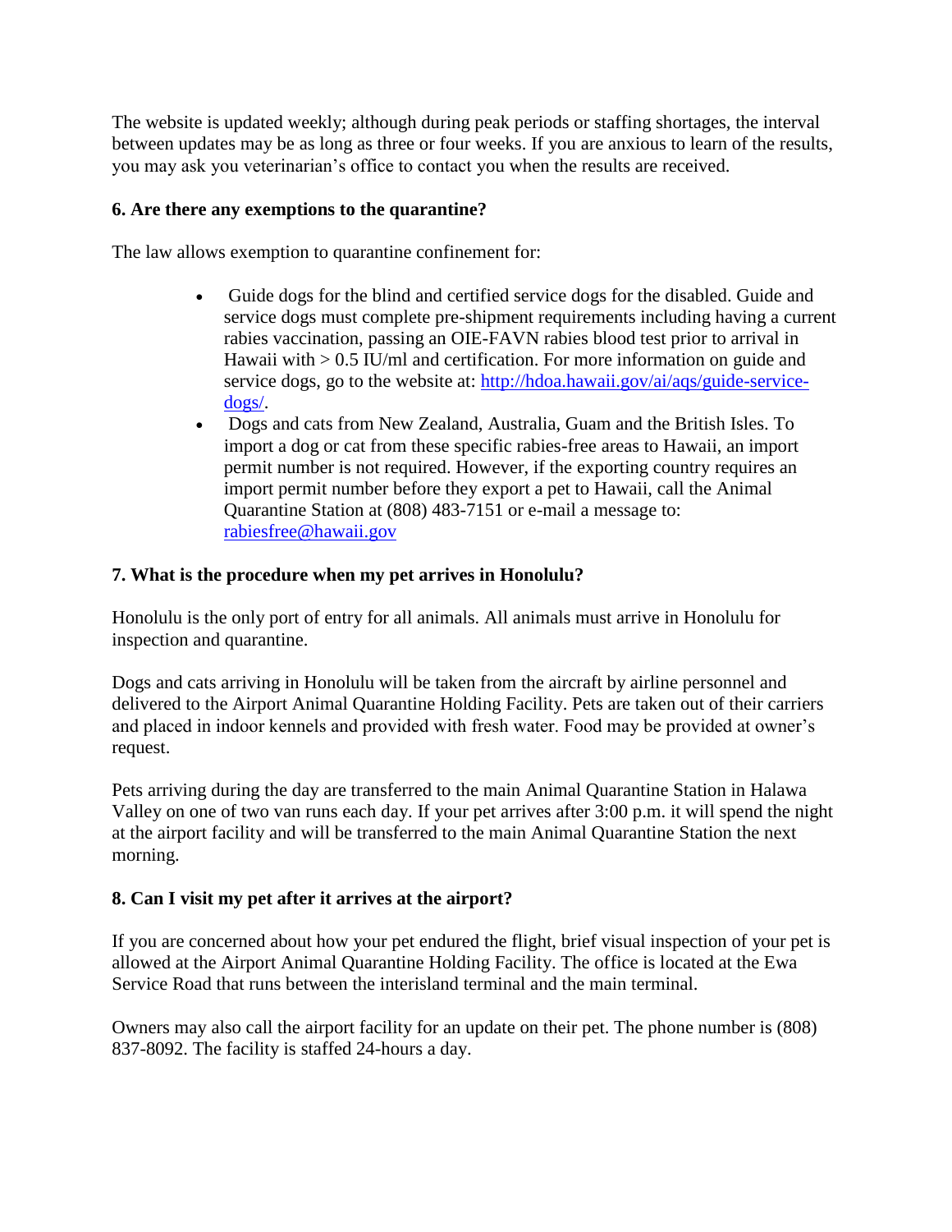The website is updated weekly; although during peak periods or staffing shortages, the interval between updates may be as long as three or four weeks. If you are anxious to learn of the results, you may ask you veterinarian's office to contact you when the results are received.

**6. Are there any exemptions to the quarantine?**

The law allows exemption to quarantine confinement for:

- Guide dogs for the blind and certified service dogs for the disabled. Guide and service dogs must complete pre-shipment requirements including having a current rabies vaccination, passing an OIE-FAVN rabies blood test prior to arrival in Hawaii with > 0.5 IU/ml and certification. For more information on guide and service dogs, go to the website at: [http://hdoa.hawaii.gov/ai/aqs/guide-service-dogs/](http://hdoa.hawaii.gov/ai/aqs/guide-service-dogs/).
- Dogs and cats from New Zealand, Australia, Guam and the British Isles. To import a dog or cat from these specific rabies-free areas to Hawaii, an import permit number is not required. However, if the exporting country requires an import permit number before they export a pet to Hawaii, call the Animal Quarantine Station at (808) 483-7151 or e-mail a message to: [rabiesfree@hawaii.gov](mailto:rabiesfree@hawaii.gov)

**7. What is the procedure when my pet arrives in Honolulu?**

Honolulu is the only port of entry for all animals. All animals must arrive in Honolulu for inspection and quarantine.

Dogs and cats arriving in Honolulu will be taken from the aircraft by airline personnel and delivered to the Airport Animal Quarantine Holding Facility. Pets are taken out of their carriers and placed in indoor kennels and provided with fresh water. Food may be provided at owner's request.

Pets arriving during the day are transferred to the main Animal Quarantine Station in Halawa Valley on one of two van runs each day. If your pet arrives after 3:00 p.m. it will spend the night at the airport facility and will be transferred to the main Animal Quarantine Station the next morning.

**8. Can I visit my pet after it arrives at the airport?**

If you are concerned about how your pet endured the flight, brief visual inspection of your pet is allowed at the Airport Animal Quarantine Holding Facility. The office is located at the Ewa Service Road that runs between the interisland terminal and the main terminal.

Owners may also call the airport facility for an update on their pet. The phone number is (808) 837-8092. The facility is staffed 24-hours a day.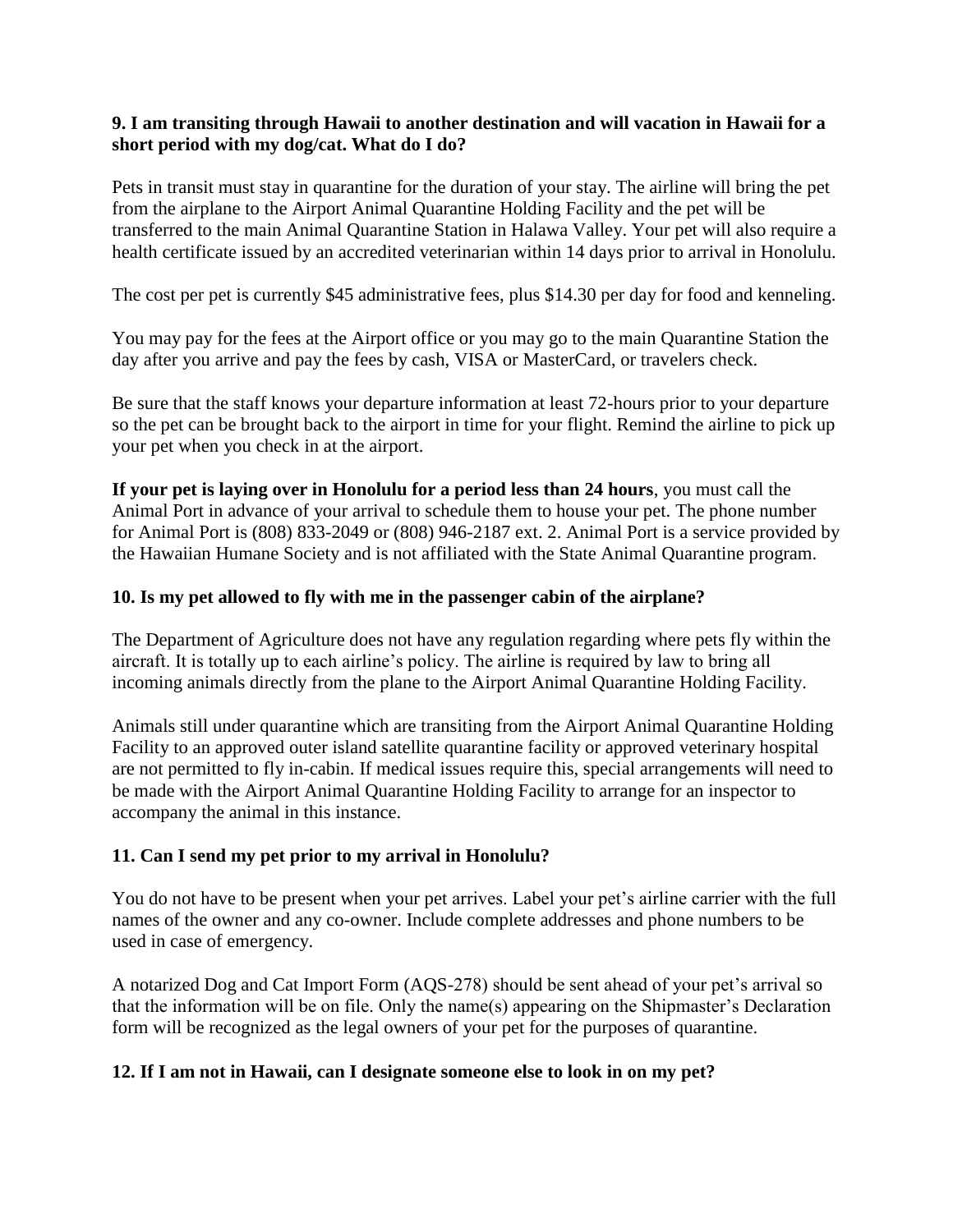**9. I am transiting through Hawaii to another destination and will vacation in Hawaii for a short period with my dog/cat. What do I do?**

Pets in transit must stay in quarantine for the duration of your stay. The airline will bring the pet from the airplane to the Airport Animal Quarantine Holding Facility and the pet will be transferred to the main Animal Quarantine Station in Halawa Valley. Your pet will also require a health certificate issued by an accredited veterinarian within 14 days prior to arrival in Honolulu.

The cost per pet is currently $45 administrative fees, plus $14.30 per day for food and kenneling.

You may pay for the fees at the Airport office or you may go to the main Quarantine Station the day after you arrive and pay the fees by cash, VISA or MasterCard, or travelers check.

Be sure that the staff knows your departure information at least 72-hours prior to your departure so the pet can be brought back to the airport in time for your flight. Remind the airline to pick up your pet when you check in at the airport.

**If your pet is laying over in Honolulu for a period less than 24 hours**, you must call the Animal Port in advance of your arrival to schedule them to house your pet. The phone number for Animal Port is (808) 833-2049 or (808) 946-2187 ext. 2. Animal Port is a service provided by the Hawaiian Humane Society and is not affiliated with the State Animal Quarantine program.

**10. Is my pet allowed to fly with me in the passenger cabin of the airplane?**

The Department of Agriculture does not have any regulation regarding where pets fly within the aircraft. It is totally up to each airline's policy. The airline is required by law to bring all incoming animals directly from the plane to the Airport Animal Quarantine Holding Facility.

Animals still under quarantine which are transiting from the Airport Animal Quarantine Holding Facility to an approved outer island satellite quarantine facility or approved veterinary hospital are not permitted to fly in-cabin. If medical issues require this, special arrangements will need to be made with the Airport Animal Quarantine Holding Facility to arrange for an inspector to accompany the animal in this instance.

**11. Can I send my pet prior to my arrival in Honolulu?**

You do not have to be present when your pet arrives. Label your pet's airline carrier with the full names of the owner and any co-owner. Include complete addresses and phone numbers to be used in case of emergency.

A notarized Dog and Cat Import Form (AQS-278) should be sent ahead of your pet's arrival so that the information will be on file. Only the name(s) appearing on the Shipmaster's Declaration form will be recognized as the legal owners of your pet for the purposes of quarantine.

**12. If I am not in Hawaii, can I designate someone else to look in on my pet?**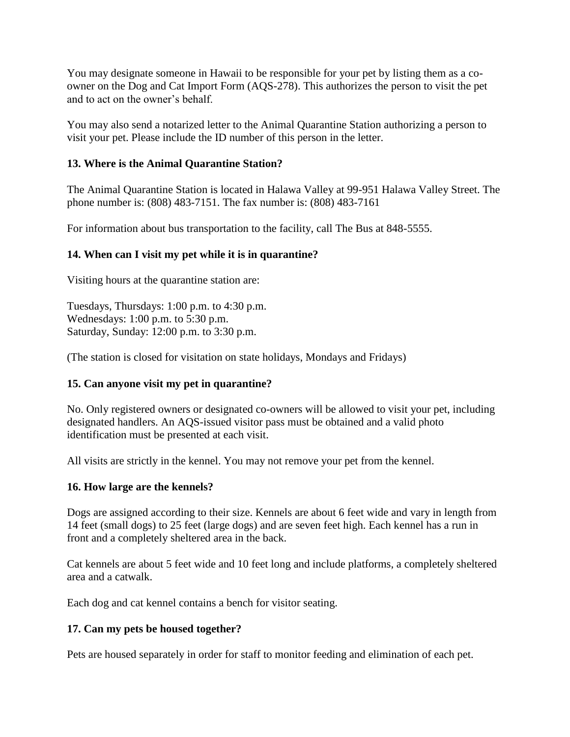You may designate someone in Hawaii to be responsible for your pet by listing them as a co-owner on the Dog and Cat Import Form (AQS-278). This authorizes the person to visit the pet and to act on the owner's behalf.

You may also send a notarized letter to the Animal Quarantine Station authorizing a person to visit your pet. Please include the ID number of this person in the letter.

**13. Where is the Animal Quarantine Station?**

The Animal Quarantine Station is located in Halawa Valley at 99-951 Halawa Valley Street. The phone number is: (808) 483-7151. The fax number is: (808) 483-7161

For information about bus transportation to the facility, call The Bus at 848-5555.

**14. When can I visit my pet while it is in quarantine?**

Visiting hours at the quarantine station are:

Tuesdays, Thursdays: 1:00 p.m. to 4:30 p.m.
Wednesdays: 1:00 p.m. to 5:30 p.m.
Saturday, Sunday: 12:00 p.m. to 3:30 p.m.

(The station is closed for visitation on state holidays, Mondays and Fridays)

**15. Can anyone visit my pet in quarantine?**

No. Only registered owners or designated co-owners will be allowed to visit your pet, including designated handlers. An AQS-issued visitor pass must be obtained and a valid photo identification must be presented at each visit.

All visits are strictly in the kennel. You may not remove your pet from the kennel.

**16. How large are the kennels?**

Dogs are assigned according to their size. Kennels are about 6 feet wide and vary in length from 14 feet (small dogs) to 25 feet (large dogs) and are seven feet high. Each kennel has a run in front and a completely sheltered area in the back.

Cat kennels are about 5 feet wide and 10 feet long and include platforms, a completely sheltered area and a catwalk.

Each dog and cat kennel contains a bench for visitor seating.

**17. Can my pets be housed together?**

Pets are housed separately in order for staff to monitor feeding and elimination of each pet.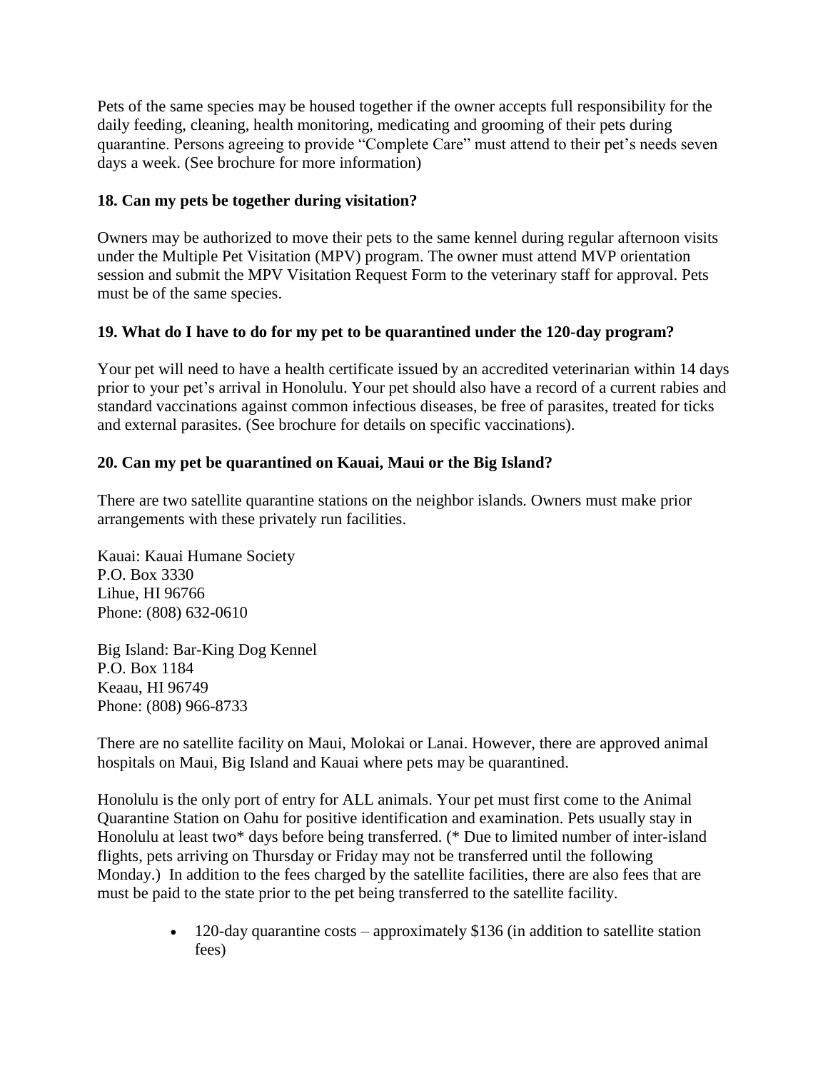Pets of the same species may be housed together if the owner accepts full responsibility for the daily feeding, cleaning, health monitoring, medicating and grooming of their pets during quarantine. Persons agreeing to provide "Complete Care" must attend to their pet's needs seven days a week. (See brochure for more information)

**18. Can my pets be together during visitation?**

Owners may be authorized to move their pets to the same kennel during regular afternoon visits under the Multiple Pet Visitation (MPV) program. The owner must attend MVP orientation session and submit the MPV Visitation Request Form to the veterinary staff for approval. Pets must be of the same species.

**19. What do I have to do for my pet to be quarantined under the 120-day program?**

Your pet will need to have a health certificate issued by an accredited veterinarian within 14 days prior to your pet's arrival in Honolulu. Your pet should also have a record of a current rabies and standard vaccinations against common infectious diseases, be free of parasites, treated for ticks and external parasites. (See brochure for details on specific vaccinations).

**20. Can my pet be quarantined on Kauai, Maui or the Big Island?**

There are two satellite quarantine stations on the neighbor islands. Owners must make prior arrangements with these privately run facilities.

Kauai: Kauai Humane Society
P.O. Box 3330
Lihue, HI 96766
Phone: (808) 632-0610

Big Island: Bar-King Dog Kennel
P.O. Box 1184
Keaau, HI 96749
Phone: (808) 966-8733

There are no satellite facility on Maui, Molokai or Lanai. However, there are approved animal hospitals on Maui, Big Island and Kauai where pets may be quarantined.

Honolulu is the only port of entry for ALL animals. Your pet must first come to the Animal Quarantine Station on Oahu for positive identification and examination. Pets usually stay in Honolulu at least two* days before being transferred. (* Due to limited number of inter-island flights, pets arriving on Thursday or Friday may not be transferred until the following Monday.) In addition to the fees charged by the satellite facilities, there are also fees that are must be paid to the state prior to the pet being transferred to the satellite facility.

- 120-day quarantine costs – approximately $136 (in addition to satellite station fees)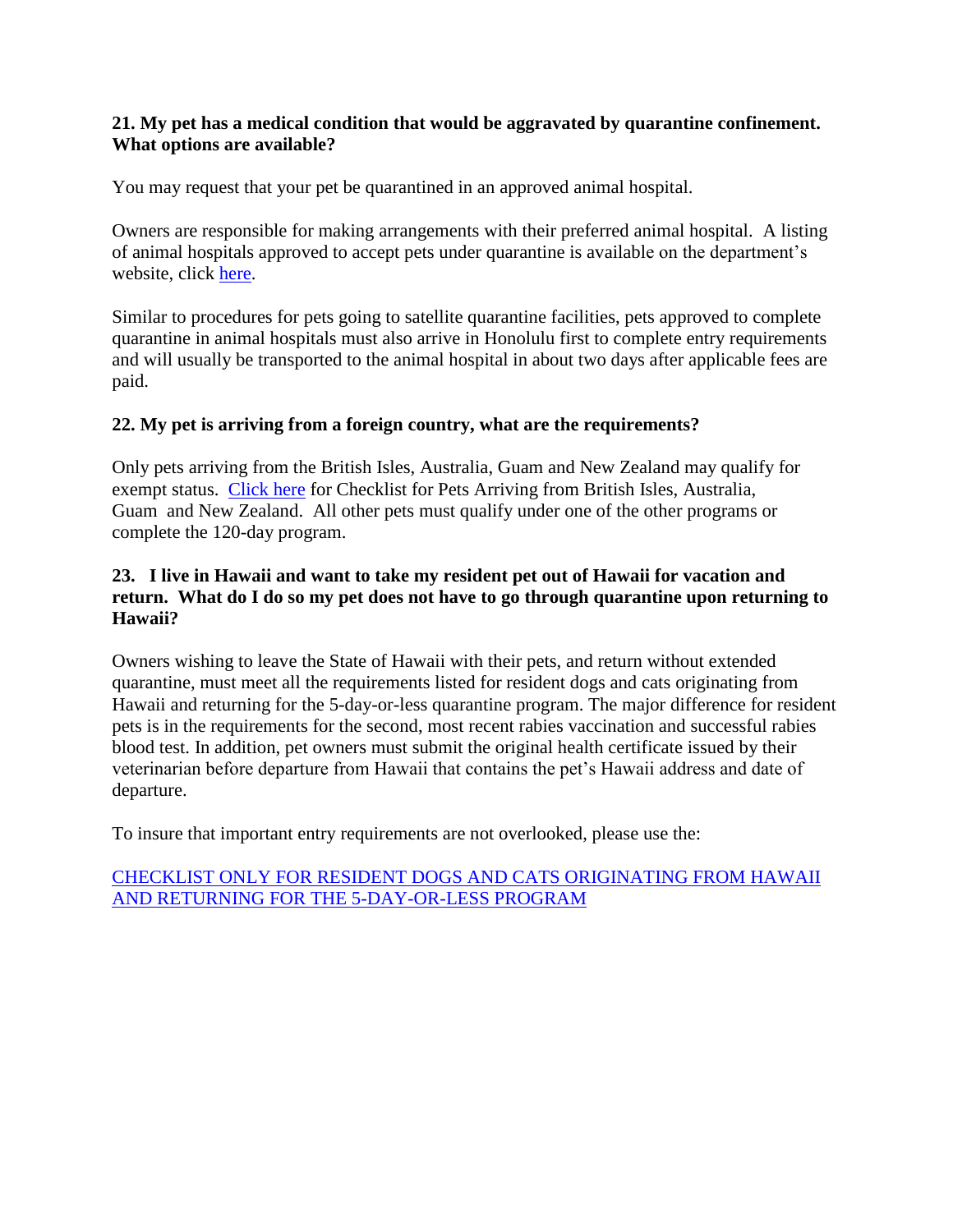**21. My pet has a medical condition that would be aggravated by quarantine confinement. What options are available?**

You may request that your pet be quarantined in an approved animal hospital.

Owners are responsible for making arrangements with their preferred animal hospital. A listing of animal hospitals approved to accept pets under quarantine is available on the department's website, click here.

Similar to procedures for pets going to satellite quarantine facilities, pets approved to complete quarantine in animal hospitals must also arrive in Honolulu first to complete entry requirements and will usually be transported to the animal hospital in about two days after applicable fees are paid.

**22. My pet is arriving from a foreign country, what are the requirements?**

Only pets arriving from the British Isles, Australia, Guam and New Zealand may qualify for exempt status. Click here for Checklist for Pets Arriving from British Isles, Australia, Guam and New Zealand. All other pets must qualify under one of the other programs or complete the 120-day program.

**23. I live in Hawaii and want to take my resident pet out of Hawaii for vacation and return. What do I do so my pet does not have to go through quarantine upon returning to Hawaii?**

Owners wishing to leave the State of Hawaii with their pets, and return without extended quarantine, must meet all the requirements listed for resident dogs and cats originating from Hawaii and returning for the 5-day-or-less quarantine program. The major difference for resident pets is in the requirements for the second, most recent rabies vaccination and successful rabies blood test. In addition, pet owners must submit the original health certificate issued by their veterinarian before departure from Hawaii that contains the pet's Hawaii address and date of departure.

To insure that important entry requirements are not overlooked, please use the:

CHECKLIST ONLY FOR RESIDENT DOGS AND CATS ORIGINATING FROM HAWAII AND RETURNING FOR THE 5-DAY-OR-LESS PROGRAM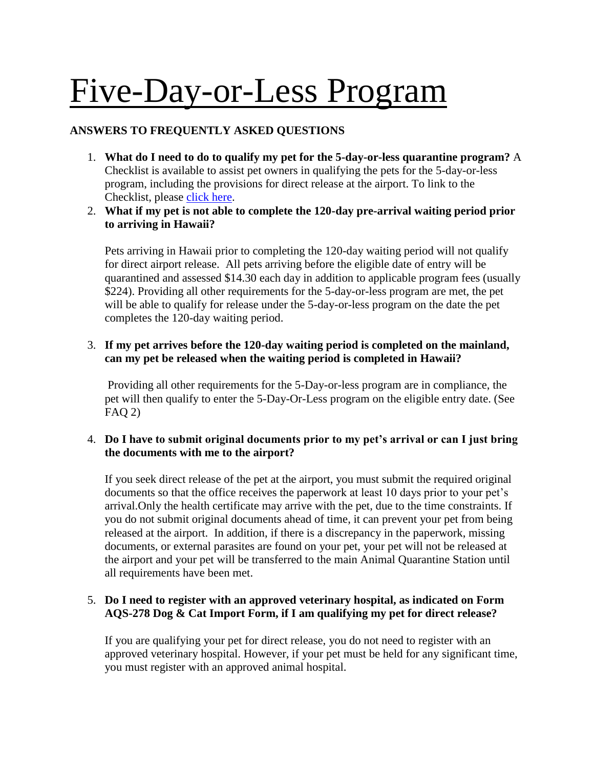# Five-Day-or-Less Program

**ANSWERS TO FREQUENTLY ASKED QUESTIONS**

1. **What do I need to do to qualify my pet for the 5-day-or-less quarantine program?** A Checklist is available to assist pet owners in qualifying the pets for the 5-day-or-less program, including the provisions for direct release at the airport. To link to the Checklist, please click here.
2. **What if my pet is not able to complete the 120-day pre-arrival waiting period prior to arriving in Hawaii?**

   Pets arriving in Hawaii prior to completing the 120-day waiting period will not qualify for direct airport release. All pets arriving before the eligible date of entry will be quarantined and assessed $14.30 each day in addition to applicable program fees (usually $224). Providing all other requirements for the 5-day-or-less program are met, the pet will be able to qualify for release under the 5-day-or-less program on the date the pet completes the 120-day waiting period.

3. **If my pet arrives before the 120-day waiting period is completed on the mainland, can my pet be released when the waiting period is completed in Hawaii?**

   Providing all other requirements for the 5-Day-or-less program are in compliance, the pet will then qualify to enter the 5-Day-Or-Less program on the eligible entry date. (See FAQ 2)

4. **Do I have to submit original documents prior to my pet's arrival or can I just bring the documents with me to the airport?**

   If you seek direct release of the pet at the airport, you must submit the required original documents so that the office receives the paperwork at least 10 days prior to your pet's arrival.Only the health certificate may arrive with the pet, due to the time constraints. If you do not submit original documents ahead of time, it can prevent your pet from being released at the airport. In addition, if there is a discrepancy in the paperwork, missing documents, or external parasites are found on your pet, your pet will not be released at the airport and your pet will be transferred to the main Animal Quarantine Station until all requirements have been met.

5. **Do I need to register with an approved veterinary hospital, as indicated on Form AQS-278 Dog & Cat Import Form, if I am qualifying my pet for direct release?**

   If you are qualifying your pet for direct release, you do not need to register with an approved veterinary hospital. However, if your pet must be held for any significant time, you must register with an approved animal hospital.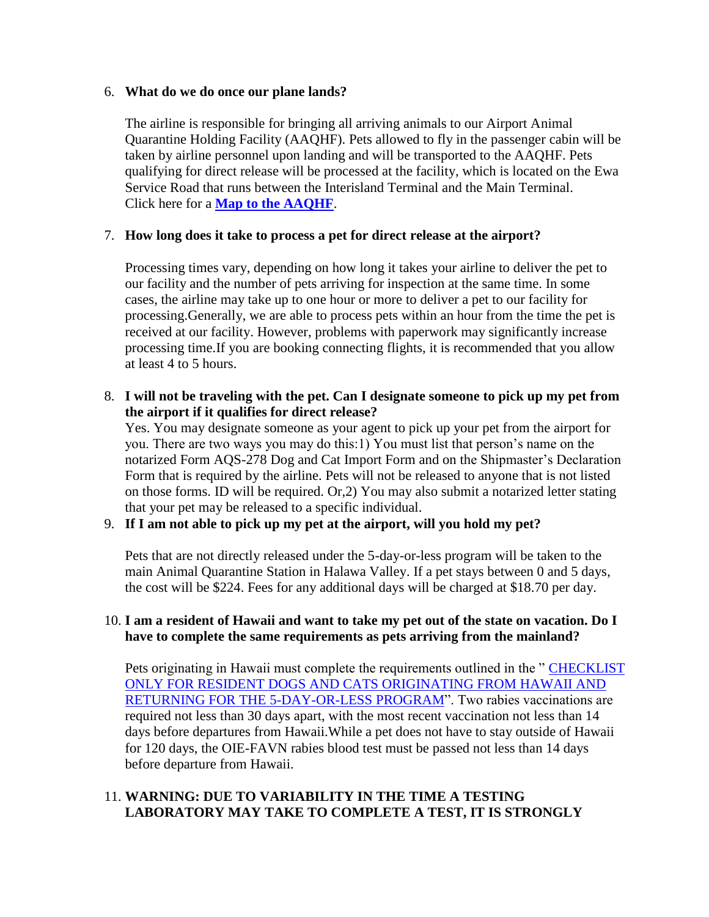6. **What do we do once our plane lands?**

   The airline is responsible for bringing all arriving animals to our Airport Animal Quarantine Holding Facility (AAQHF). Pets allowed to fly in the passenger cabin will be taken by airline personnel upon landing and will be transported to the AAQHF. Pets qualifying for direct release will be processed at the facility, which is located on the Ewa Service Road that runs between the Interisland Terminal and the Main Terminal. Click here for a **Map to the AAQHF**.

7. **How long does it take to process a pet for direct release at the airport?**

   Processing times vary, depending on how long it takes your airline to deliver the pet to our facility and the number of pets arriving for inspection at the same time. In some cases, the airline may take up to one hour or more to deliver a pet to our facility for processing.Generally, we are able to process pets within an hour from the time the pet is received at our facility. However, problems with paperwork may significantly increase processing time.If you are booking connecting flights, it is recommended that you allow at least 4 to 5 hours.

8. **I will not be traveling with the pet. Can I designate someone to pick up my pet from the airport if it qualifies for direct release?**
   Yes. You may designate someone as your agent to pick up your pet from the airport for you. There are two ways you may do this:1) You must list that person's name on the notarized Form AQS-278 Dog and Cat Import Form and on the Shipmaster's Declaration Form that is required by the airline. Pets will not be released to anyone that is not listed on those forms. ID will be required. Or,2) You may also submit a notarized letter stating that your pet may be released to a specific individual.

9. **If I am not able to pick up my pet at the airport, will you hold my pet?**

   Pets that are not directly released under the 5-day-or-less program will be taken to the main Animal Quarantine Station in Halawa Valley. If a pet stays between 0 and 5 days, the cost will be $224. Fees for any additional days will be charged at $18.70 per day.

10. **I am a resident of Hawaii and want to take my pet out of the state on vacation. Do I have to complete the same requirements as pets arriving from the mainland?**

    Pets originating in Hawaii must complete the requirements outlined in the " CHECKLIST ONLY FOR RESIDENT DOGS AND CATS ORIGINATING FROM HAWAII AND RETURNING FOR THE 5-DAY-OR-LESS PROGRAM". Two rabies vaccinations are required not less than 30 days apart, with the most recent vaccination not less than 14 days before departures from Hawaii.While a pet does not have to stay outside of Hawaii for 120 days, the OIE-FAVN rabies blood test must be passed not less than 14 days before departure from Hawaii.

11. **WARNING: DUE TO VARIABILITY IN THE TIME A TESTING LABORATORY MAY TAKE TO COMPLETE A TEST, IT IS STRONGLY**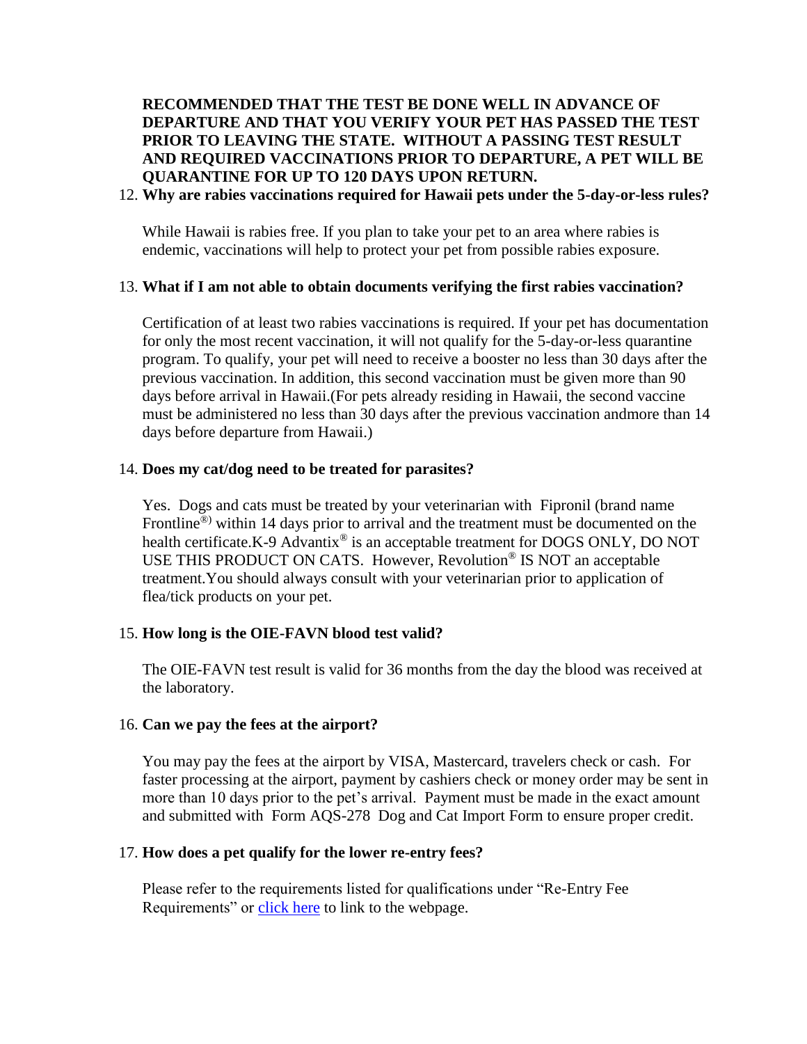**RECOMMENDED THAT THE TEST BE DONE WELL IN ADVANCE OF DEPARTURE AND THAT YOU VERIFY YOUR PET HAS PASSED THE TEST PRIOR TO LEAVING THE STATE. WITHOUT A PASSING TEST RESULT AND REQUIRED VACCINATIONS PRIOR TO DEPARTURE, A PET WILL BE QUARANTINE FOR UP TO 120 DAYS UPON RETURN.**

12. **Why are rabies vaccinations required for Hawaii pets under the 5-day-or-less rules?**

    While Hawaii is rabies free. If you plan to take your pet to an area where rabies is endemic, vaccinations will help to protect your pet from possible rabies exposure.

13. **What if I am not able to obtain documents verifying the first rabies vaccination?**

    Certification of at least two rabies vaccinations is required. If your pet has documentation for only the most recent vaccination, it will not qualify for the 5-day-or-less quarantine program. To qualify, your pet will need to receive a booster no less than 30 days after the previous vaccination. In addition, this second vaccination must be given more than 90 days before arrival in Hawaii.(For pets already residing in Hawaii, the second vaccine must be administered no less than 30 days after the previous vaccination andmore than 14 days before departure from Hawaii.)

14. **Does my cat/dog need to be treated for parasites?**

    Yes. Dogs and cats must be treated by your veterinarian with Fipronil (brand name Frontline®) within 14 days prior to arrival and the treatment must be documented on the health certificate.K-9 Advantix® is an acceptable treatment for DOGS ONLY, DO NOT USE THIS PRODUCT ON CATS. However, Revolution® IS NOT an acceptable treatment.You should always consult with your veterinarian prior to application of flea/tick products on your pet.

15. **How long is the OIE-FAVN blood test valid?**

    The OIE-FAVN test result is valid for 36 months from the day the blood was received at the laboratory.

16. **Can we pay the fees at the airport?**

    You may pay the fees at the airport by VISA, Mastercard, travelers check or cash. For faster processing at the airport, payment by cashiers check or money order may be sent in more than 10 days prior to the pet's arrival. Payment must be made in the exact amount and submitted with Form AQS-278 Dog and Cat Import Form to ensure proper credit.

17. **How does a pet qualify for the lower re-entry fees?**

    Please refer to the requirements listed for qualifications under "Re-Entry Fee Requirements" or click here to link to the webpage.